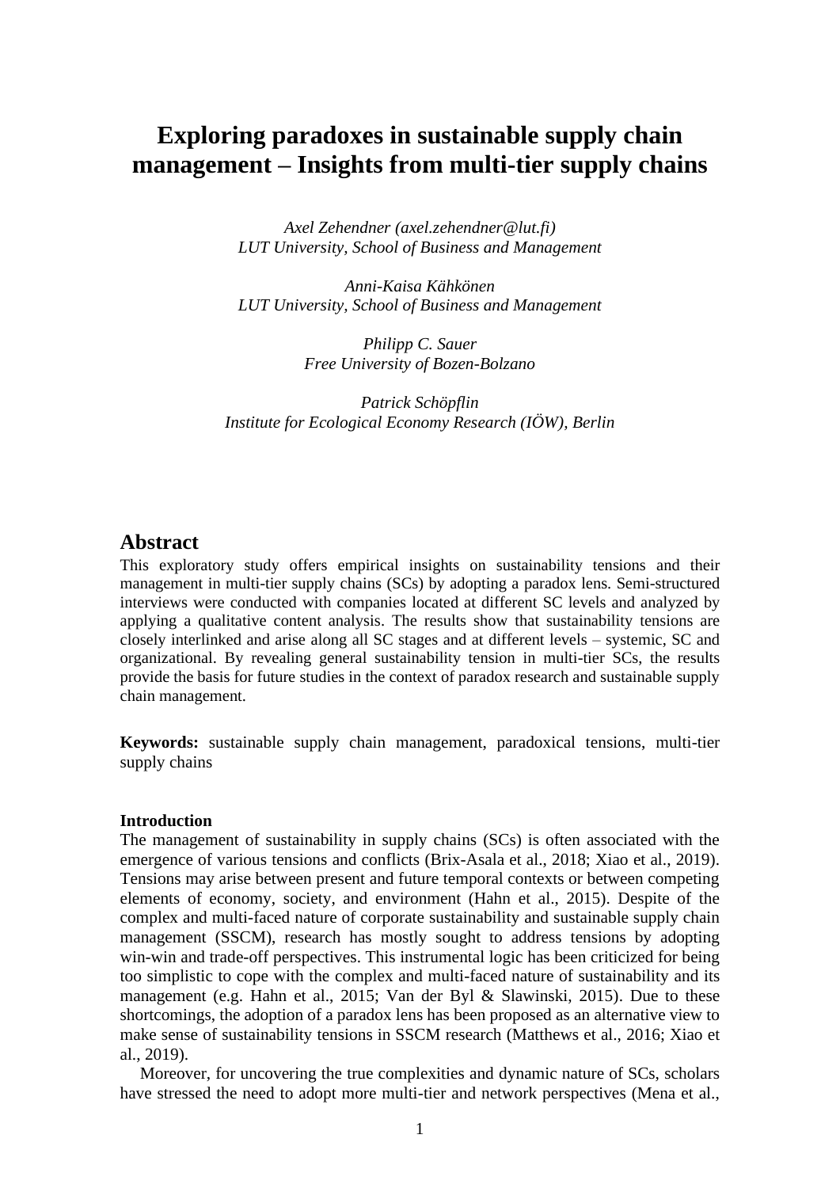# Exploring paradoxes in sustainable supply chain management – Insights from multi-tier supply chains

*Axel Zehendner (axel.zehendner@lut.fi)*
*LUT University, School of Business and Management*

*Anni-Kaisa Kähkönen*
*LUT University, School of Business and Management*

*Philipp C. Sauer*
*Free University of Bozen-Bolzano*

*Patrick Schöpflin*
*Institute for Ecological Economy Research (IÖW), Berlin*

## Abstract

This exploratory study offers empirical insights on sustainability tensions and their management in multi-tier supply chains (SCs) by adopting a paradox lens. Semi-structured interviews were conducted with companies located at different SC levels and analyzed by applying a qualitative content analysis. The results show that sustainability tensions are closely interlinked and arise along all SC stages and at different levels – systemic, SC and organizational. By revealing general sustainability tension in multi-tier SCs, the results provide the basis for future studies in the context of paradox research and sustainable supply chain management.

**Keywords:** sustainable supply chain management, paradoxical tensions, multi-tier supply chains

**Introduction**

The management of sustainability in supply chains (SCs) is often associated with the emergence of various tensions and conflicts (Brix-Asala et al., 2018; Xiao et al., 2019). Tensions may arise between present and future temporal contexts or between competing elements of economy, society, and environment (Hahn et al., 2015). Despite of the complex and multi-faced nature of corporate sustainability and sustainable supply chain management (SSCM), research has mostly sought to address tensions by adopting win-win and trade-off perspectives. This instrumental logic has been criticized for being too simplistic to cope with the complex and multi-faced nature of sustainability and its management (e.g. Hahn et al., 2015; Van der Byl & Slawinski, 2015). Due to these shortcomings, the adoption of a paradox lens has been proposed as an alternative view to make sense of sustainability tensions in SSCM research (Matthews et al., 2016; Xiao et al., 2019).

Moreover, for uncovering the true complexities and dynamic nature of SCs, scholars have stressed the need to adopt more multi-tier and network perspectives (Mena et al.,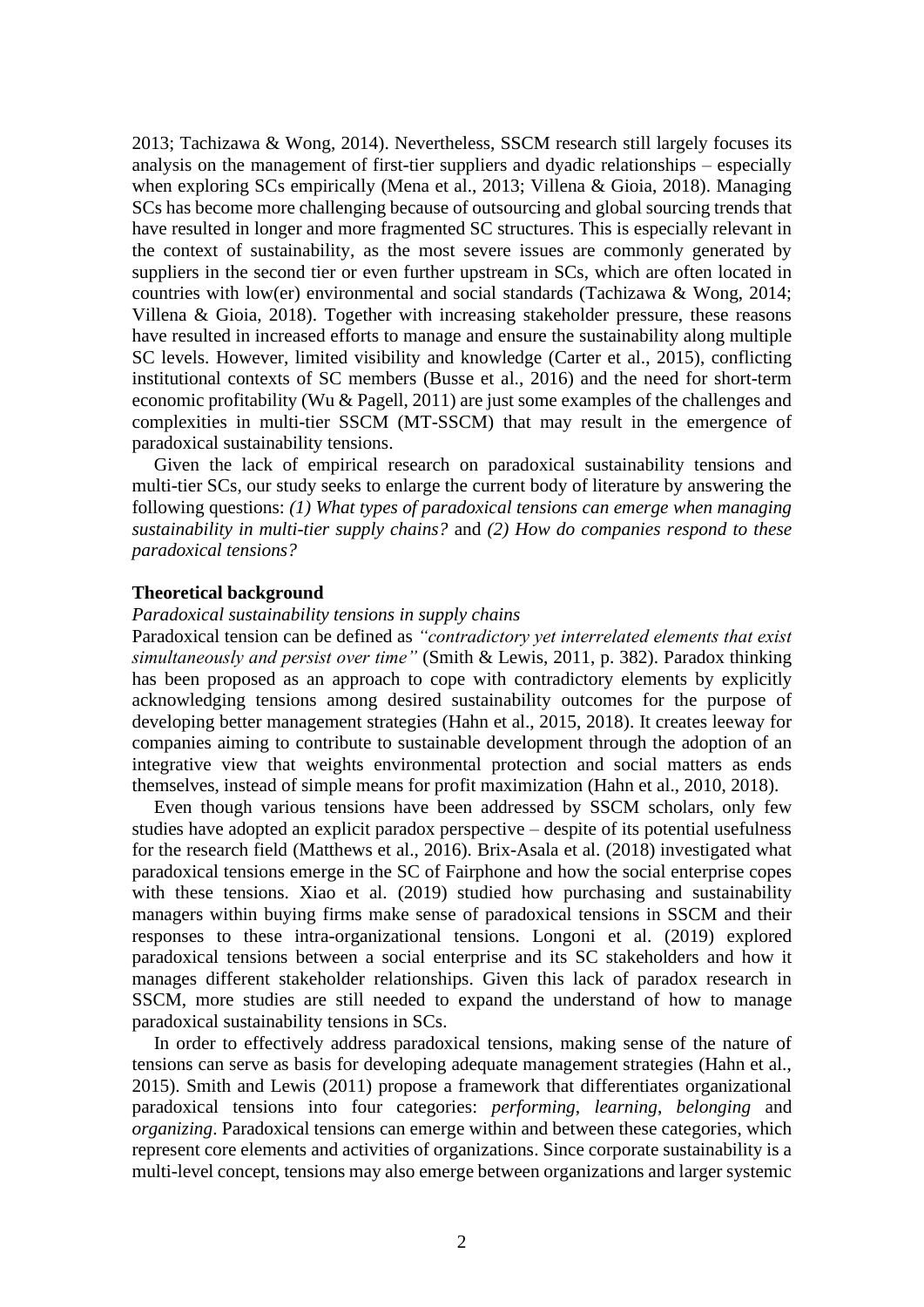2013; Tachizawa & Wong, 2014). Nevertheless, SSCM research still largely focuses its analysis on the management of first-tier suppliers and dyadic relationships – especially when exploring SCs empirically (Mena et al., 2013; Villena & Gioia, 2018). Managing SCs has become more challenging because of outsourcing and global sourcing trends that have resulted in longer and more fragmented SC structures. This is especially relevant in the context of sustainability, as the most severe issues are commonly generated by suppliers in the second tier or even further upstream in SCs, which are often located in countries with low(er) environmental and social standards (Tachizawa & Wong, 2014; Villena & Gioia, 2018). Together with increasing stakeholder pressure, these reasons have resulted in increased efforts to manage and ensure the sustainability along multiple SC levels. However, limited visibility and knowledge (Carter et al., 2015), conflicting institutional contexts of SC members (Busse et al., 2016) and the need for short-term economic profitability (Wu & Pagell, 2011) are just some examples of the challenges and complexities in multi-tier SSCM (MT-SSCM) that may result in the emergence of paradoxical sustainability tensions.

Given the lack of empirical research on paradoxical sustainability tensions and multi-tier SCs, our study seeks to enlarge the current body of literature by answering the following questions: *(1) What types of paradoxical tensions can emerge when managing sustainability in multi-tier supply chains?* and *(2) How do companies respond to these paradoxical tensions?*

## Theoretical background

### *Paradoxical sustainability tensions in supply chains*

Paradoxical tension can be defined as *"contradictory yet interrelated elements that exist simultaneously and persist over time"* (Smith & Lewis, 2011, p. 382). Paradox thinking has been proposed as an approach to cope with contradictory elements by explicitly acknowledging tensions among desired sustainability outcomes for the purpose of developing better management strategies (Hahn et al., 2015, 2018). It creates leeway for companies aiming to contribute to sustainable development through the adoption of an integrative view that weights environmental protection and social matters as ends themselves, instead of simple means for profit maximization (Hahn et al., 2010, 2018).

Even though various tensions have been addressed by SSCM scholars, only few studies have adopted an explicit paradox perspective – despite of its potential usefulness for the research field (Matthews et al., 2016). Brix-Asala et al. (2018) investigated what paradoxical tensions emerge in the SC of Fairphone and how the social enterprise copes with these tensions. Xiao et al. (2019) studied how purchasing and sustainability managers within buying firms make sense of paradoxical tensions in SSCM and their responses to these intra-organizational tensions. Longoni et al. (2019) explored paradoxical tensions between a social enterprise and its SC stakeholders and how it manages different stakeholder relationships. Given this lack of paradox research in SSCM, more studies are still needed to expand the understand of how to manage paradoxical sustainability tensions in SCs.

In order to effectively address paradoxical tensions, making sense of the nature of tensions can serve as basis for developing adequate management strategies (Hahn et al., 2015). Smith and Lewis (2011) propose a framework that differentiates organizational paradoxical tensions into four categories: *performing*, *learning*, *belonging* and *organizing*. Paradoxical tensions can emerge within and between these categories, which represent core elements and activities of organizations. Since corporate sustainability is a multi-level concept, tensions may also emerge between organizations and larger systemic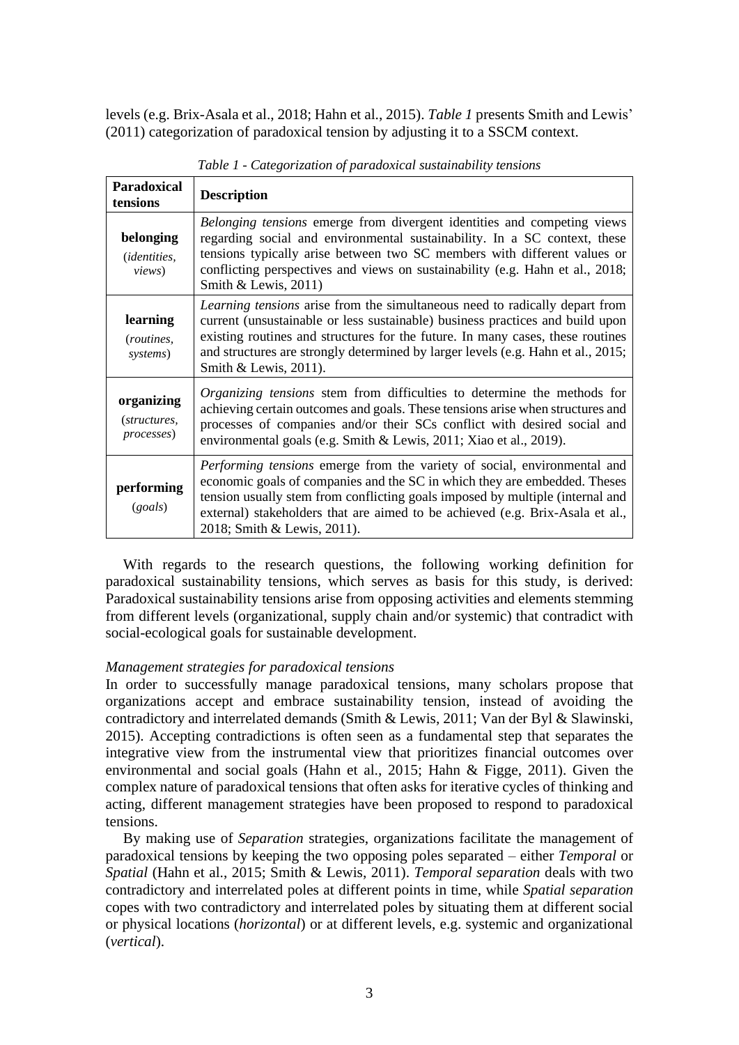levels (e.g. Brix-Asala et al., 2018; Hahn et al., 2015). *Table 1* presents Smith and Lewis' (2011) categorization of paradoxical tension by adjusting it to a SSCM context.

*Table 1 - Categorization of paradoxical sustainability tensions*

| **Paradoxical tensions** | **Description** |
| --- | --- |
| **belonging** (*identities, views*) | *Belonging tensions* emerge from divergent identities and competing views regarding social and environmental sustainability. In a SC context, these tensions typically arise between two SC members with different values or conflicting perspectives and views on sustainability (e.g. Hahn et al., 2018; Smith & Lewis, 2011) |
| **learning** (*routines, systems*) | *Learning tensions* arise from the simultaneous need to radically depart from current (unsustainable or less sustainable) business practices and build upon existing routines and structures for the future. In many cases, these routines and structures are strongly determined by larger levels (e.g. Hahn et al., 2015; Smith & Lewis, 2011). |
| **organizing** (*structures, processes*) | *Organizing tensions* stem from difficulties to determine the methods for achieving certain outcomes and goals. These tensions arise when structures and processes of companies and/or their SCs conflict with desired social and environmental goals (e.g. Smith & Lewis, 2011; Xiao et al., 2019). |
| **performing** (*goals*) | *Performing tensions* emerge from the variety of social, environmental and economic goals of companies and the SC in which they are embedded. Theses tension usually stem from conflicting goals imposed by multiple (internal and external) stakeholders that are aimed to be achieved (e.g. Brix-Asala et al., 2018; Smith & Lewis, 2011). |

With regards to the research questions, the following working definition for paradoxical sustainability tensions, which serves as basis for this study, is derived: Paradoxical sustainability tensions arise from opposing activities and elements stemming from different levels (organizational, supply chain and/or systemic) that contradict with social-ecological goals for sustainable development.

### *Management strategies for paradoxical tensions*

In order to successfully manage paradoxical tensions, many scholars propose that organizations accept and embrace sustainability tension, instead of avoiding the contradictory and interrelated demands (Smith & Lewis, 2011; Van der Byl & Slawinski, 2015). Accepting contradictions is often seen as a fundamental step that separates the integrative view from the instrumental view that prioritizes financial outcomes over environmental and social goals (Hahn et al., 2015; Hahn & Figge, 2011). Given the complex nature of paradoxical tensions that often asks for iterative cycles of thinking and acting, different management strategies have been proposed to respond to paradoxical tensions.

By making use of *Separation* strategies, organizations facilitate the management of paradoxical tensions by keeping the two opposing poles separated – either *Temporal* or *Spatial* (Hahn et al., 2015; Smith & Lewis, 2011). *Temporal separation* deals with two contradictory and interrelated poles at different points in time, while *Spatial separation* copes with two contradictory and interrelated poles by situating them at different social or physical locations (*horizontal*) or at different levels, e.g. systemic and organizational (*vertical*).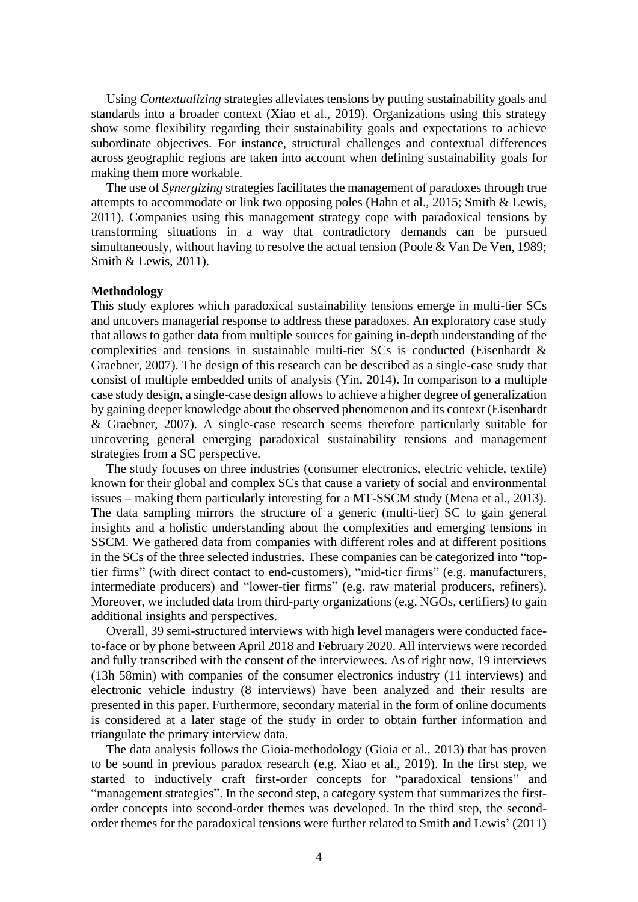Using *Contextualizing* strategies alleviates tensions by putting sustainability goals and standards into a broader context (Xiao et al., 2019). Organizations using this strategy show some flexibility regarding their sustainability goals and expectations to achieve subordinate objectives. For instance, structural challenges and contextual differences across geographic regions are taken into account when defining sustainability goals for making them more workable.

The use of *Synergizing* strategies facilitates the management of paradoxes through true attempts to accommodate or link two opposing poles (Hahn et al., 2015; Smith & Lewis, 2011). Companies using this management strategy cope with paradoxical tensions by transforming situations in a way that contradictory demands can be pursued simultaneously, without having to resolve the actual tension (Poole & Van De Ven, 1989; Smith & Lewis, 2011).

**Methodology**

This study explores which paradoxical sustainability tensions emerge in multi-tier SCs and uncovers managerial response to address these paradoxes. An exploratory case study that allows to gather data from multiple sources for gaining in-depth understanding of the complexities and tensions in sustainable multi-tier SCs is conducted (Eisenhardt & Graebner, 2007). The design of this research can be described as a single-case study that consist of multiple embedded units of analysis (Yin, 2014). In comparison to a multiple case study design, a single-case design allows to achieve a higher degree of generalization by gaining deeper knowledge about the observed phenomenon and its context (Eisenhardt & Graebner, 2007). A single-case research seems therefore particularly suitable for uncovering general emerging paradoxical sustainability tensions and management strategies from a SC perspective.

The study focuses on three industries (consumer electronics, electric vehicle, textile) known for their global and complex SCs that cause a variety of social and environmental issues – making them particularly interesting for a MT-SSCM study (Mena et al., 2013). The data sampling mirrors the structure of a generic (multi-tier) SC to gain general insights and a holistic understanding about the complexities and emerging tensions in SSCM. We gathered data from companies with different roles and at different positions in the SCs of the three selected industries. These companies can be categorized into "top-tier firms" (with direct contact to end-customers), "mid-tier firms" (e.g. manufacturers, intermediate producers) and "lower-tier firms" (e.g. raw material producers, refiners). Moreover, we included data from third-party organizations (e.g. NGOs, certifiers) to gain additional insights and perspectives.

Overall, 39 semi-structured interviews with high level managers were conducted face-to-face or by phone between April 2018 and February 2020. All interviews were recorded and fully transcribed with the consent of the interviewees. As of right now, 19 interviews (13h 58min) with companies of the consumer electronics industry (11 interviews) and electronic vehicle industry (8 interviews) have been analyzed and their results are presented in this paper. Furthermore, secondary material in the form of online documents is considered at a later stage of the study in order to obtain further information and triangulate the primary interview data.

The data analysis follows the Gioia-methodology (Gioia et al., 2013) that has proven to be sound in previous paradox research (e.g. Xiao et al., 2019). In the first step, we started to inductively craft first-order concepts for "paradoxical tensions" and "management strategies". In the second step, a category system that summarizes the first-order concepts into second-order themes was developed. In the third step, the second-order themes for the paradoxical tensions were further related to Smith and Lewis' (2011)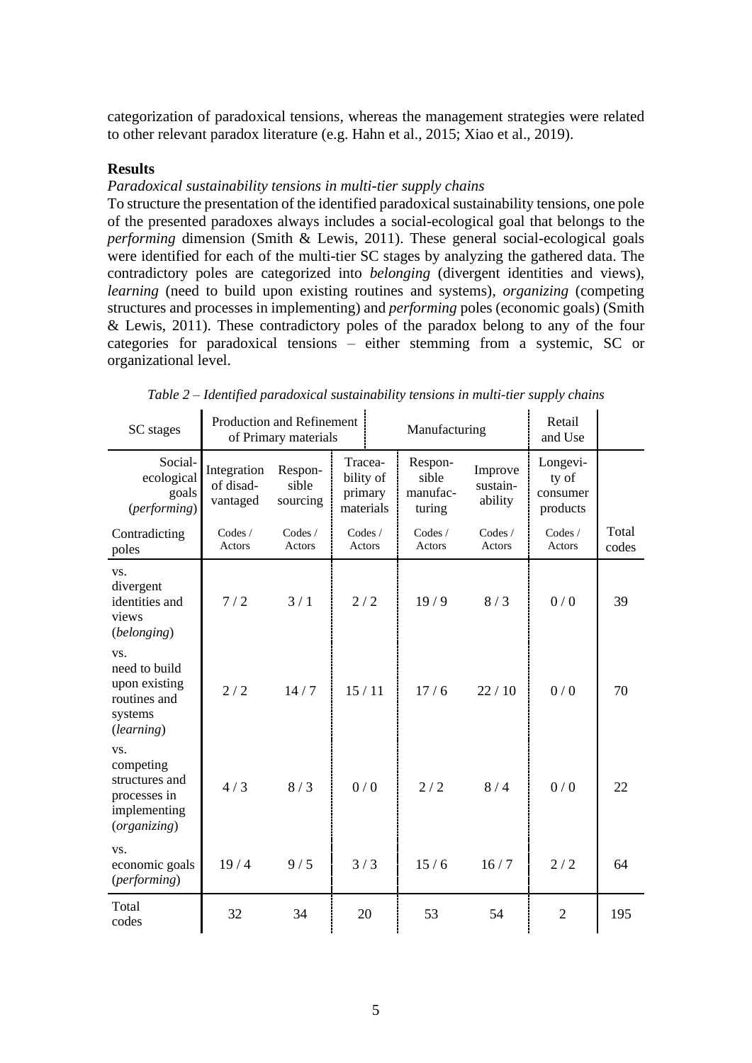categorization of paradoxical tensions, whereas the management strategies were related to other relevant paradox literature (e.g. Hahn et al., 2015; Xiao et al., 2019).

## Results

*Paradoxical sustainability tensions in multi-tier supply chains*

To structure the presentation of the identified paradoxical sustainability tensions, one pole of the presented paradoxes always includes a social-ecological goal that belongs to the *performing* dimension (Smith & Lewis, 2011). These general social-ecological goals were identified for each of the multi-tier SC stages by analyzing the gathered data. The contradictory poles are categorized into *belonging* (divergent identities and views), *learning* (need to build upon existing routines and systems), *organizing* (competing structures and processes in implementing) and *performing* poles (economic goals) (Smith & Lewis, 2011). These contradictory poles of the paradox belong to any of the four categories for paradoxical tensions – either stemming from a systemic, SC or organizational level.

*Table 2 – Identified paradoxical sustainability tensions in multi-tier supply chains*

| SC stages | Production and Refinement of Primary materials | | Manufacturing | | | Retail and Use | |
|---|---|---|---|---|---|---|---|
| Social-ecological goals (*performing*) | Integration of disad-vantaged | Respon-sible sourcing | Tracea-bility of primary materials | Respon-sible manufac-turing | Improve sustain-ability | Longevi-ty of consumer products | |
| Contradicting poles | Codes / Actors | Codes / Actors | Codes / Actors | Codes / Actors | Codes / Actors | Codes / Actors | Total codes |
| vs. divergent identities and views (*belonging*) | 7 / 2 | 3 / 1 | 2 / 2 | 19 / 9 | 8 / 3 | 0 / 0 | 39 |
| vs. need to build upon existing routines and systems (*learning*) | 2 / 2 | 14 / 7 | 15 / 11 | 17 / 6 | 22 / 10 | 0 / 0 | 70 |
| vs. competing structures and processes in implementing (*organizing*) | 4 / 3 | 8 / 3 | 0 / 0 | 2 / 2 | 8 / 4 | 0 / 0 | 22 |
| vs. economic goals (*performing*) | 19 / 4 | 9 / 5 | 3 / 3 | 15 / 6 | 16 / 7 | 2 / 2 | 64 |
| Total codes | 32 | 34 | 20 | 53 | 54 | 2 | 195 |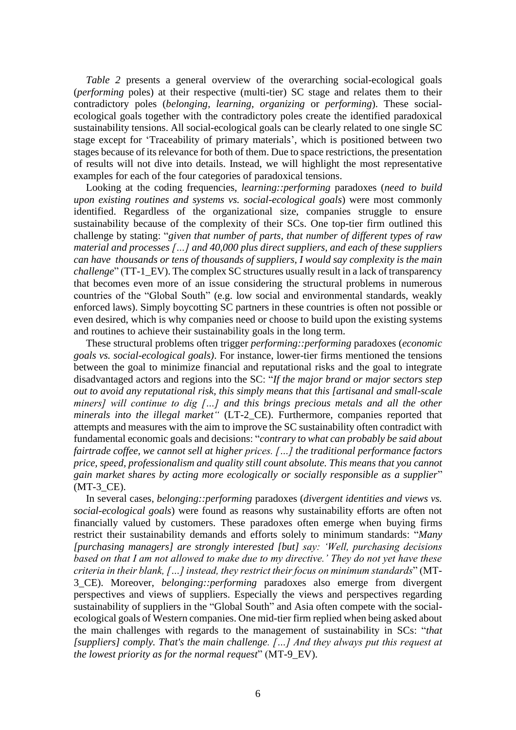*Table 2* presents a general overview of the overarching social-ecological goals (*performing* poles) at their respective (multi-tier) SC stage and relates them to their contradictory poles (*belonging*, *learning*, *organizing* or *performing*). These social-ecological goals together with the contradictory poles create the identified paradoxical sustainability tensions. All social-ecological goals can be clearly related to one single SC stage except for 'Traceability of primary materials', which is positioned between two stages because of its relevance for both of them. Due to space restrictions, the presentation of results will not dive into details. Instead, we will highlight the most representative examples for each of the four categories of paradoxical tensions.

Looking at the coding frequencies, *learning::performing* paradoxes (*need to build upon existing routines and systems vs. social-ecological goals*) were most commonly identified. Regardless of the organizational size, companies struggle to ensure sustainability because of the complexity of their SCs. One top-tier firm outlined this challenge by stating: "*given that number of parts, that number of different types of raw material and processes […] and 40,000 plus direct suppliers, and each of these suppliers can have thousands or tens of thousands of suppliers, I would say complexity is the main challenge*" (TT-1_EV). The complex SC structures usually result in a lack of transparency that becomes even more of an issue considering the structural problems in numerous countries of the "Global South" (e.g. low social and environmental standards, weakly enforced laws). Simply boycotting SC partners in these countries is often not possible or even desired, which is why companies need or choose to build upon the existing systems and routines to achieve their sustainability goals in the long term.

These structural problems often trigger *performing::performing* paradoxes (*economic goals vs. social-ecological goals)*. For instance, lower-tier firms mentioned the tensions between the goal to minimize financial and reputational risks and the goal to integrate disadvantaged actors and regions into the SC: "*If the major brand or major sectors step out to avoid any reputational risk, this simply means that this [artisanal and small-scale miners] will continue to dig […] and this brings precious metals and all the other minerals into the illegal market*" (LT-2_CE). Furthermore, companies reported that attempts and measures with the aim to improve the SC sustainability often contradict with fundamental economic goals and decisions: "*contrary to what can probably be said about fairtrade coffee, we cannot sell at higher prices. […] the traditional performance factors price, speed, professionalism and quality still count absolute. This means that you cannot gain market shares by acting more ecologically or socially responsible as a supplier*" (MT-3_CE).

In several cases, *belonging::performing* paradoxes (*divergent identities and views vs. social-ecological goals*) were found as reasons why sustainability efforts are often not financially valued by customers. These paradoxes often emerge when buying firms restrict their sustainability demands and efforts solely to minimum standards: "*Many [purchasing managers] are strongly interested [but] say: 'Well, purchasing decisions based on that I am not allowed to make due to my directive.' They do not yet have these criteria in their blank, […] instead, they restrict their focus on minimum standards*" (MT-3_CE). Moreover, *belonging::performing* paradoxes also emerge from divergent perspectives and views of suppliers. Especially the views and perspectives regarding sustainability of suppliers in the "Global South" and Asia often compete with the social-ecological goals of Western companies. One mid-tier firm replied when being asked about the main challenges with regards to the management of sustainability in SCs: "*that [suppliers] comply. That's the main challenge. […] And they always put this request at the lowest priority as for the normal request*" (MT-9_EV).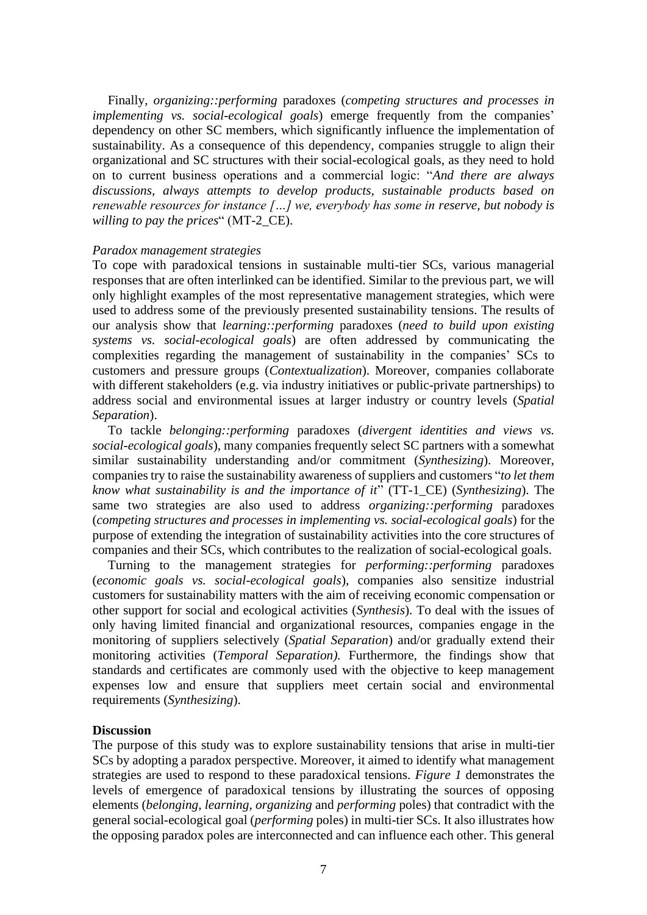Finally, *organizing::performing* paradoxes (*competing structures and processes in implementing vs. social-ecological goals*) emerge frequently from the companies' dependency on other SC members, which significantly influence the implementation of sustainability. As a consequence of this dependency, companies struggle to align their organizational and SC structures with their social-ecological goals, as they need to hold on to current business operations and a commercial logic: "*And there are always discussions, always attempts to develop products, sustainable products based on renewable resources for instance […] we, everybody has some in reserve, but nobody is willing to pay the prices*" (MT-2_CE).

*Paradox management strategies*

To cope with paradoxical tensions in sustainable multi-tier SCs, various managerial responses that are often interlinked can be identified. Similar to the previous part, we will only highlight examples of the most representative management strategies, which were used to address some of the previously presented sustainability tensions. The results of our analysis show that *learning::performing* paradoxes (*need to build upon existing systems vs. social-ecological goals*) are often addressed by communicating the complexities regarding the management of sustainability in the companies' SCs to customers and pressure groups (*Contextualization*). Moreover, companies collaborate with different stakeholders (e.g. via industry initiatives or public-private partnerships) to address social and environmental issues at larger industry or country levels (*Spatial Separation*).

To tackle *belonging::performing* paradoxes (*divergent identities and views vs. social-ecological goals*), many companies frequently select SC partners with a somewhat similar sustainability understanding and/or commitment (*Synthesizing*). Moreover, companies try to raise the sustainability awareness of suppliers and customers "*to let them know what sustainability is and the importance of it*" (TT-1_CE) (*Synthesizing*). The same two strategies are also used to address *organizing::performing* paradoxes (*competing structures and processes in implementing vs. social-ecological goals*) for the purpose of extending the integration of sustainability activities into the core structures of companies and their SCs, which contributes to the realization of social-ecological goals.

Turning to the management strategies for *performing::performing* paradoxes (*economic goals vs. social-ecological goals*), companies also sensitize industrial customers for sustainability matters with the aim of receiving economic compensation or other support for social and ecological activities (*Synthesis*). To deal with the issues of only having limited financial and organizational resources, companies engage in the monitoring of suppliers selectively (*Spatial Separation*) and/or gradually extend their monitoring activities (*Temporal Separation).* Furthermore, the findings show that standards and certificates are commonly used with the objective to keep management expenses low and ensure that suppliers meet certain social and environmental requirements (*Synthesizing*).

**Discussion**

The purpose of this study was to explore sustainability tensions that arise in multi-tier SCs by adopting a paradox perspective. Moreover, it aimed to identify what management strategies are used to respond to these paradoxical tensions. *Figure 1* demonstrates the levels of emergence of paradoxical tensions by illustrating the sources of opposing elements (*belonging*, *learning*, *organizing* and *performing* poles) that contradict with the general social-ecological goal (*performing* poles) in multi-tier SCs. It also illustrates how the opposing paradox poles are interconnected and can influence each other. This general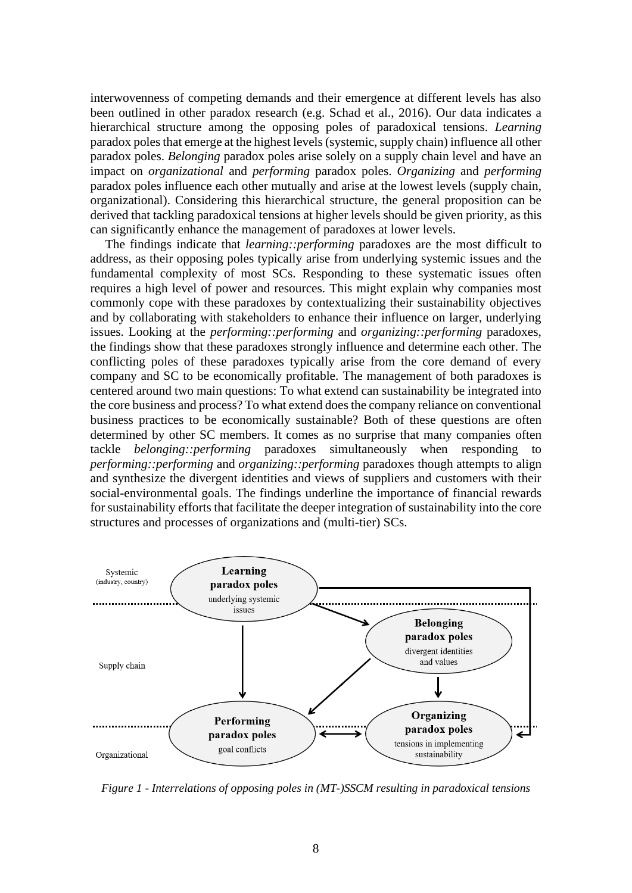interwovenness of competing demands and their emergence at different levels has also been outlined in other paradox research (e.g. Schad et al., 2016). Our data indicates a hierarchical structure among the opposing poles of paradoxical tensions. *Learning* paradox poles that emerge at the highest levels (systemic, supply chain) influence all other paradox poles. *Belonging* paradox poles arise solely on a supply chain level and have an impact on *organizational* and *performing* paradox poles. *Organizing* and *performing* paradox poles influence each other mutually and arise at the lowest levels (supply chain, organizational). Considering this hierarchical structure, the general proposition can be derived that tackling paradoxical tensions at higher levels should be given priority, as this can significantly enhance the management of paradoxes at lower levels.

The findings indicate that *learning::performing* paradoxes are the most difficult to address, as their opposing poles typically arise from underlying systemic issues and the fundamental complexity of most SCs. Responding to these systematic issues often requires a high level of power and resources. This might explain why companies most commonly cope with these paradoxes by contextualizing their sustainability objectives and by collaborating with stakeholders to enhance their influence on larger, underlying issues. Looking at the *performing::performing* and *organizing::performing* paradoxes, the findings show that these paradoxes strongly influence and determine each other. The conflicting poles of these paradoxes typically arise from the core demand of every company and SC to be economically profitable. The management of both paradoxes is centered around two main questions: To what extend can sustainability be integrated into the core business and process? To what extend does the company reliance on conventional business practices to be economically sustainable? Both of these questions are often determined by other SC members. It comes as no surprise that many companies often tackle *belonging::performing* paradoxes simultaneously when responding to *performing::performing* and *organizing::performing* paradoxes though attempts to align and synthesize the divergent identities and views of suppliers and customers with their social-environmental goals. The findings underline the importance of financial rewards for sustainability efforts that facilitate the deeper integration of sustainability into the core structures and processes of organizations and (multi-tier) SCs.

Systemic (industry, country)

**Learning paradox poles** underlying systemic issues

Supply chain

**Belonging paradox poles** divergent identities and values

Organizational

**Performing paradox poles** goal conflicts

**Organizing paradox poles** tensions in implementing sustainability

*Figure 1 - Interrelations of opposing poles in (MT-)SSCM resulting in paradoxical tensions*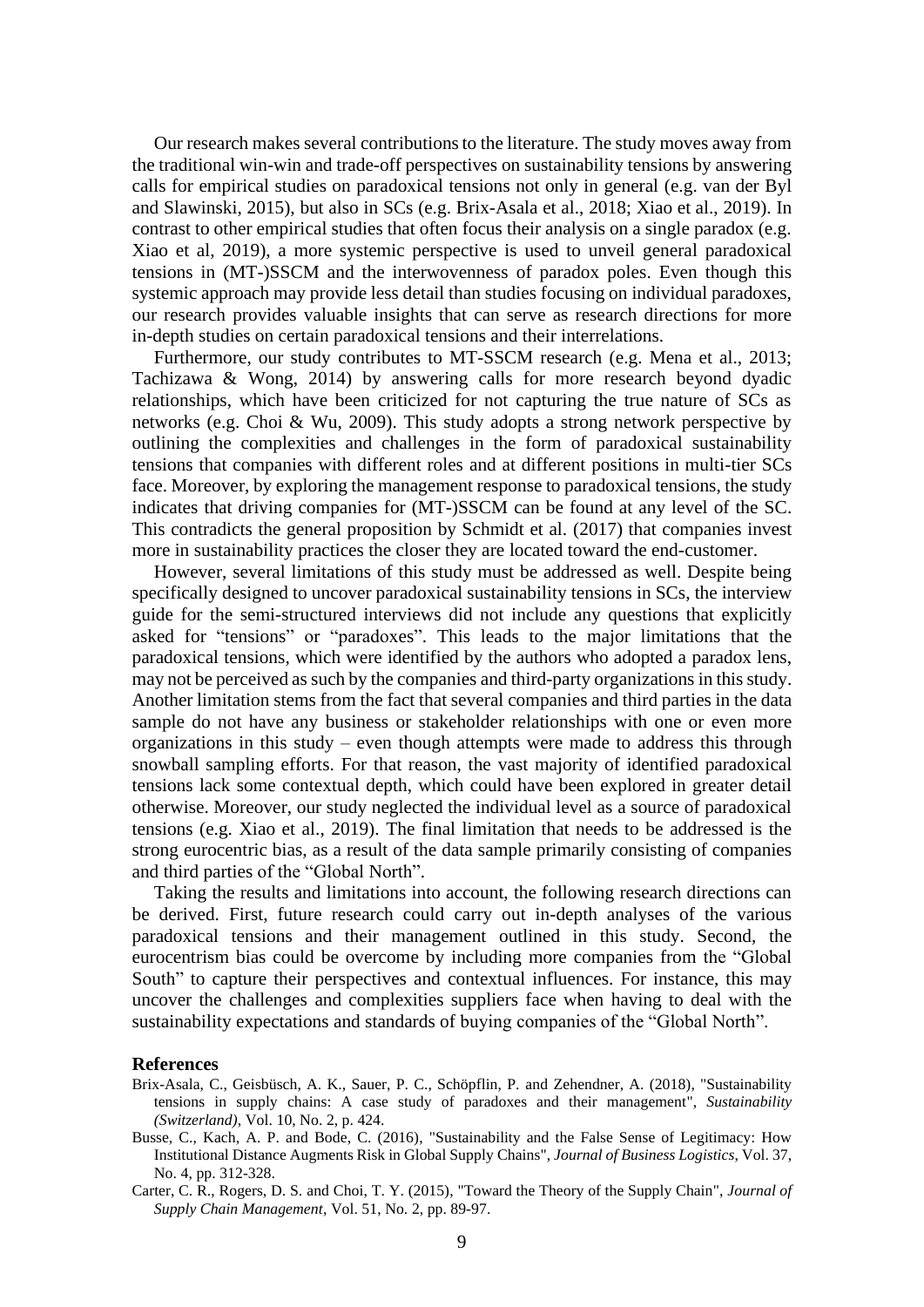Our research makes several contributions to the literature. The study moves away from the traditional win-win and trade-off perspectives on sustainability tensions by answering calls for empirical studies on paradoxical tensions not only in general (e.g. van der Byl and Slawinski, 2015), but also in SCs (e.g. Brix-Asala et al., 2018; Xiao et al., 2019). In contrast to other empirical studies that often focus their analysis on a single paradox (e.g. Xiao et al, 2019), a more systemic perspective is used to unveil general paradoxical tensions in (MT-)SSCM and the interwovenness of paradox poles. Even though this systemic approach may provide less detail than studies focusing on individual paradoxes, our research provides valuable insights that can serve as research directions for more in-depth studies on certain paradoxical tensions and their interrelations.

Furthermore, our study contributes to MT-SSCM research (e.g. Mena et al., 2013; Tachizawa & Wong, 2014) by answering calls for more research beyond dyadic relationships, which have been criticized for not capturing the true nature of SCs as networks (e.g. Choi & Wu, 2009). This study adopts a strong network perspective by outlining the complexities and challenges in the form of paradoxical sustainability tensions that companies with different roles and at different positions in multi-tier SCs face. Moreover, by exploring the management response to paradoxical tensions, the study indicates that driving companies for (MT-)SSCM can be found at any level of the SC. This contradicts the general proposition by Schmidt et al. (2017) that companies invest more in sustainability practices the closer they are located toward the end-customer.

However, several limitations of this study must be addressed as well. Despite being specifically designed to uncover paradoxical sustainability tensions in SCs, the interview guide for the semi-structured interviews did not include any questions that explicitly asked for "tensions" or "paradoxes". This leads to the major limitations that the paradoxical tensions, which were identified by the authors who adopted a paradox lens, may not be perceived as such by the companies and third-party organizations in this study. Another limitation stems from the fact that several companies and third parties in the data sample do not have any business or stakeholder relationships with one or even more organizations in this study – even though attempts were made to address this through snowball sampling efforts. For that reason, the vast majority of identified paradoxical tensions lack some contextual depth, which could have been explored in greater detail otherwise. Moreover, our study neglected the individual level as a source of paradoxical tensions (e.g. Xiao et al., 2019). The final limitation that needs to be addressed is the strong eurocentric bias, as a result of the data sample primarily consisting of companies and third parties of the "Global North".

Taking the results and limitations into account, the following research directions can be derived. First, future research could carry out in-depth analyses of the various paradoxical tensions and their management outlined in this study. Second, the eurocentrism bias could be overcome by including more companies from the "Global South" to capture their perspectives and contextual influences. For instance, this may uncover the challenges and complexities suppliers face when having to deal with the sustainability expectations and standards of buying companies of the "Global North".

## References

Brix-Asala, C., Geisbüsch, A. K., Sauer, P. C., Schöpflin, P. and Zehendner, A. (2018), "Sustainability tensions in supply chains: A case study of paradoxes and their management", *Sustainability (Switzerland)*, Vol. 10, No. 2, p. 424.

Busse, C., Kach, A. P. and Bode, C. (2016), "Sustainability and the False Sense of Legitimacy: How Institutional Distance Augments Risk in Global Supply Chains", *Journal of Business Logistics*, Vol. 37, No. 4, pp. 312-328.

Carter, C. R., Rogers, D. S. and Choi, T. Y. (2015), "Toward the Theory of the Supply Chain", *Journal of Supply Chain Management*, Vol. 51, No. 2, pp. 89-97.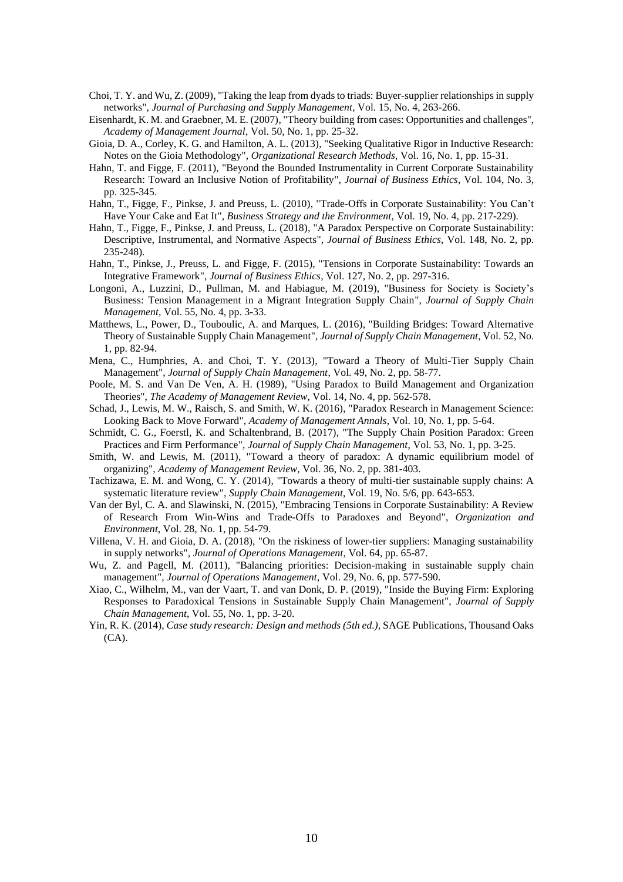Choi, T. Y. and Wu, Z. (2009), "Taking the leap from dyads to triads: Buyer-supplier relationships in supply networks", *Journal of Purchasing and Supply Management*, Vol. 15, No. 4, 263-266.

Eisenhardt, K. M. and Graebner, M. E. (2007), "Theory building from cases: Opportunities and challenges", *Academy of Management Journal*, Vol. 50, No. 1, pp. 25-32.

Gioia, D. A., Corley, K. G. and Hamilton, A. L. (2013), "Seeking Qualitative Rigor in Inductive Research: Notes on the Gioia Methodology", *Organizational Research Methods*, Vol. 16, No. 1, pp. 15-31.

Hahn, T. and Figge, F. (2011), "Beyond the Bounded Instrumentality in Current Corporate Sustainability Research: Toward an Inclusive Notion of Profitability", *Journal of Business Ethics*, Vol. 104, No. 3, pp. 325-345.

Hahn, T., Figge, F., Pinkse, J. and Preuss, L. (2010), "Trade-Offs in Corporate Sustainability: You Can't Have Your Cake and Eat It", *Business Strategy and the Environment*, Vol. 19, No. 4, pp. 217-229).

Hahn, T., Figge, F., Pinkse, J. and Preuss, L. (2018), "A Paradox Perspective on Corporate Sustainability: Descriptive, Instrumental, and Normative Aspects", *Journal of Business Ethics*, Vol. 148, No. 2, pp. 235-248).

Hahn, T., Pinkse, J., Preuss, L. and Figge, F. (2015), "Tensions in Corporate Sustainability: Towards an Integrative Framework", *Journal of Business Ethics*, Vol. 127, No. 2, pp. 297-316.

Longoni, A., Luzzini, D., Pullman, M. and Habiague, M. (2019), "Business for Society is Society's Business: Tension Management in a Migrant Integration Supply Chain", *Journal of Supply Chain Management*, Vol. 55, No. 4, pp. 3-33.

Matthews, L., Power, D., Touboulic, A. and Marques, L. (2016), "Building Bridges: Toward Alternative Theory of Sustainable Supply Chain Management", *Journal of Supply Chain Management*, Vol. 52, No. 1, pp. 82-94.

Mena, C., Humphries, A. and Choi, T. Y. (2013), "Toward a Theory of Multi-Tier Supply Chain Management", *Journal of Supply Chain Management*, Vol. 49, No. 2, pp. 58-77.

Poole, M. S. and Van De Ven, A. H. (1989), "Using Paradox to Build Management and Organization Theories", *The Academy of Management Review*, Vol. 14, No. 4, pp. 562-578.

Schad, J., Lewis, M. W., Raisch, S. and Smith, W. K. (2016), "Paradox Research in Management Science: Looking Back to Move Forward", *Academy of Management Annals*, Vol. 10, No. 1, pp. 5-64.

Schmidt, C. G., Foerstl, K. and Schaltenbrand, B. (2017), "The Supply Chain Position Paradox: Green Practices and Firm Performance", *Journal of Supply Chain Management*, Vol. 53, No. 1, pp. 3-25.

Smith, W. and Lewis, M. (2011), "Toward a theory of paradox: A dynamic equilibrium model of organizing", *Academy of Management Review*, Vol. 36, No. 2, pp. 381-403.

Tachizawa, E. M. and Wong, C. Y. (2014), "Towards a theory of multi-tier sustainable supply chains: A systematic literature review", *Supply Chain Management*, Vol. 19, No. 5/6, pp. 643-653.

Van der Byl, C. A. and Slawinski, N. (2015), "Embracing Tensions in Corporate Sustainability: A Review of Research From Win-Wins and Trade-Offs to Paradoxes and Beyond", *Organization and Environment*, Vol. 28, No. 1, pp. 54-79.

Villena, V. H. and Gioia, D. A. (2018), "On the riskiness of lower-tier suppliers: Managing sustainability in supply networks", *Journal of Operations Management*, Vol. 64, pp. 65-87.

Wu, Z. and Pagell, M. (2011), "Balancing priorities: Decision-making in sustainable supply chain management", *Journal of Operations Management*, Vol. 29, No. 6, pp. 577-590.

Xiao, C., Wilhelm, M., van der Vaart, T. and van Donk, D. P. (2019), "Inside the Buying Firm: Exploring Responses to Paradoxical Tensions in Sustainable Supply Chain Management", *Journal of Supply Chain Management*, Vol. 55, No. 1, pp. 3-20.

Yin, R. K. (2014), *Case study research: Design and methods (5th ed.)*, SAGE Publications, Thousand Oaks (CA).